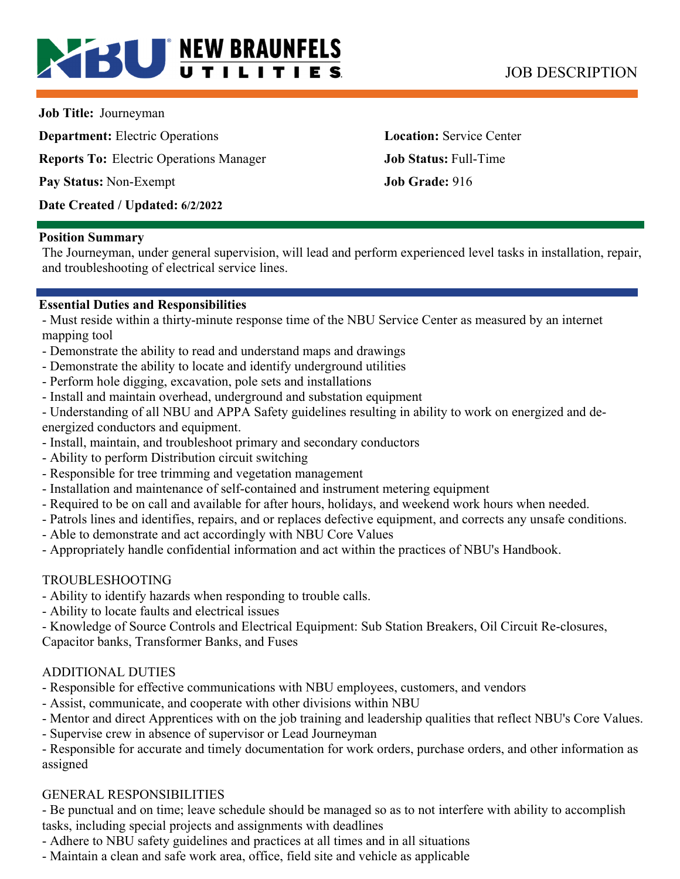NEW BRAUNFELS UTILITIES

# JOB DESCRIPTION

**Job Title:** Journeyman

**Department:** Electric Operations

**Location:** Service Center

**Reports To:** Electric Operations Manager

**Job Status:** Full-Time

**Pay Status:** Non-Exempt

**Job Grade:** 916

**Date Created / Updated: 6/2/2022**

## Position Summary

The Journeyman, under general supervision, will lead and perform experienced level tasks in installation, repair, and troubleshooting of electrical service lines.

## Essential Duties and Responsibilities

- Must reside within a thirty-minute response time of the NBU Service Center as measured by an internet mapping tool
- Demonstrate the ability to read and understand maps and drawings
- Demonstrate the ability to locate and identify underground utilities
- Perform hole digging, excavation, pole sets and installations
- Install and maintain overhead, underground and substation equipment
- Understanding of all NBU and APPA Safety guidelines resulting in ability to work on energized and de-energized conductors and equipment.
- Install, maintain, and troubleshoot primary and secondary conductors
- Ability to perform Distribution circuit switching
- Responsible for tree trimming and vegetation management
- Installation and maintenance of self-contained and instrument metering equipment
- Required to be on call and available for after hours, holidays, and weekend work hours when needed.
- Patrols lines and identifies, repairs, and or replaces defective equipment, and corrects any unsafe conditions.
- Able to demonstrate and act accordingly with NBU Core Values
- Appropriately handle confidential information and act within the practices of NBU's Handbook.

TROUBLESHOOTING

- Ability to identify hazards when responding to trouble calls.
- Ability to locate faults and electrical issues
- Knowledge of Source Controls and Electrical Equipment: Sub Station Breakers, Oil Circuit Re-closures, Capacitor banks, Transformer Banks, and Fuses

ADDITIONAL DUTIES

- Responsible for effective communications with NBU employees, customers, and vendors
- Assist, communicate, and cooperate with other divisions within NBU
- Mentor and direct Apprentices with on the job training and leadership qualities that reflect NBU's Core Values.
- Supervise crew in absence of supervisor or Lead Journeyman
- Responsible for accurate and timely documentation for work orders, purchase orders, and other information as assigned

GENERAL RESPONSIBILITIES

- Be punctual and on time; leave schedule should be managed so as to not interfere with ability to accomplish tasks, including special projects and assignments with deadlines
- Adhere to NBU safety guidelines and practices at all times and in all situations
- Maintain a clean and safe work area, office, field site and vehicle as applicable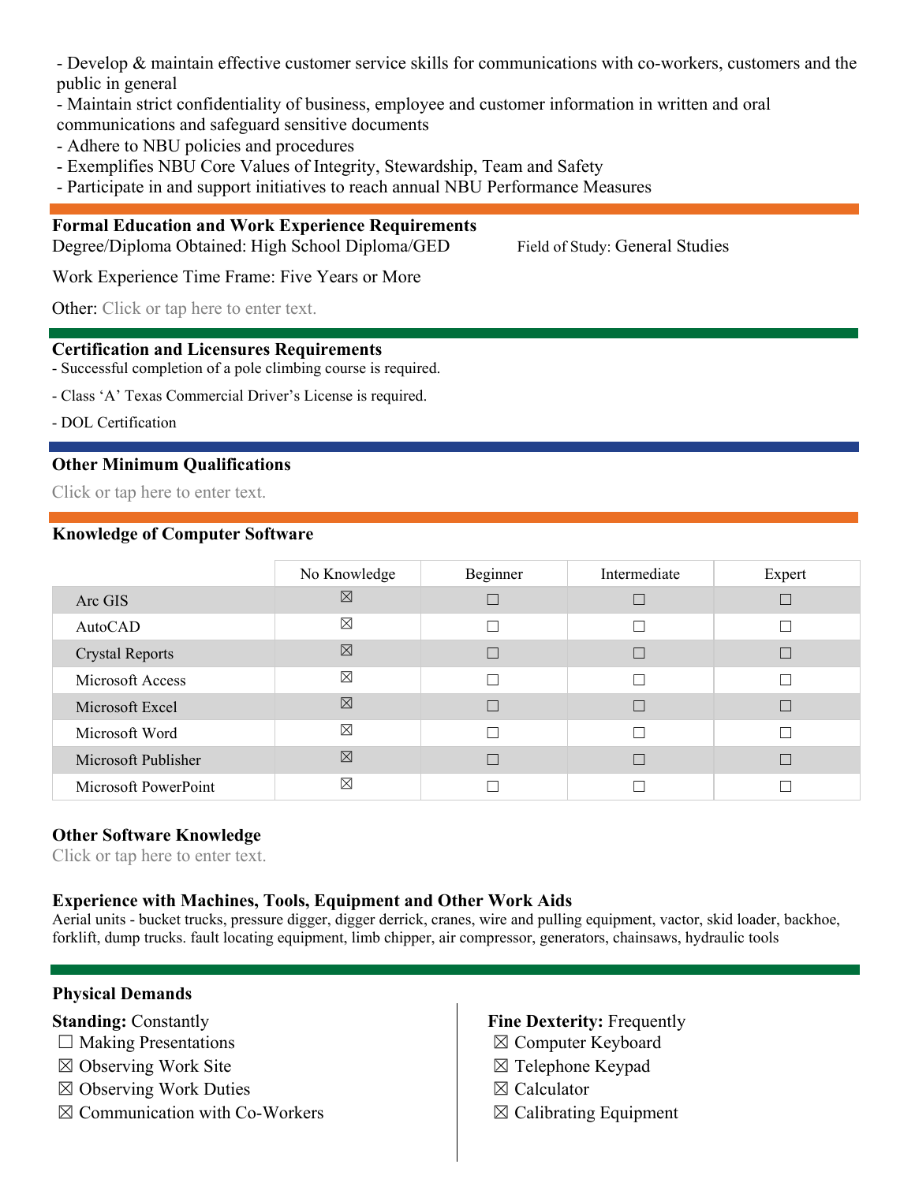- Develop & maintain effective customer service skills for communications with co-workers, customers and the public in general
- Maintain strict confidentiality of business, employee and customer information in written and oral communications and safeguard sensitive documents
- Adhere to NBU policies and procedures
- Exemplifies NBU Core Values of Integrity, Stewardship, Team and Safety
- Participate in and support initiatives to reach annual NBU Performance Measures

### Formal Education and Work Experience Requirements

Degree/Diploma Obtained: High School Diploma/GED

Field of Study: General Studies

Work Experience Time Frame: Five Years or More

Other: Click or tap here to enter text.

### Certification and Licensures Requirements

- Successful completion of a pole climbing course is required.
- Class 'A' Texas Commercial Driver's License is required.
- DOL Certification

### Other Minimum Qualifications

Click or tap here to enter text.

### Knowledge of Computer Software

| | No Knowledge | Beginner | Intermediate | Expert |
|---|---|---|---|---|
| Arc GIS | ☒ | ☐ | ☐ | ☐ |
| AutoCAD | ☒ | ☐ | ☐ | ☐ |
| Crystal Reports | ☒ | ☐ | ☐ | ☐ |
| Microsoft Access | ☒ | ☐ | ☐ | ☐ |
| Microsoft Excel | ☒ | ☐ | ☐ | ☐ |
| Microsoft Word | ☒ | ☐ | ☐ | ☐ |
| Microsoft Publisher | ☒ | ☐ | ☐ | ☐ |
| Microsoft PowerPoint | ☒ | ☐ | ☐ | ☐ |

### Other Software Knowledge

Click or tap here to enter text.

### Experience with Machines, Tools, Equipment and Other Work Aids

Aerial units - bucket trucks, pressure digger, digger derrick, cranes, wire and pulling equipment, vactor, skid loader, backhoe, forklift, dump trucks. fault locating equipment, limb chipper, air compressor, generators, chainsaws, hydraulic tools

### Physical Demands

**Standing:** Constantly
- ☐ Making Presentations
- ☒ Observing Work Site
- ☒ Observing Work Duties
- ☒ Communication with Co-Workers

**Fine Dexterity:** Frequently
- ☒ Computer Keyboard
- ☒ Telephone Keypad
- ☒ Calculator
- ☒ Calibrating Equipment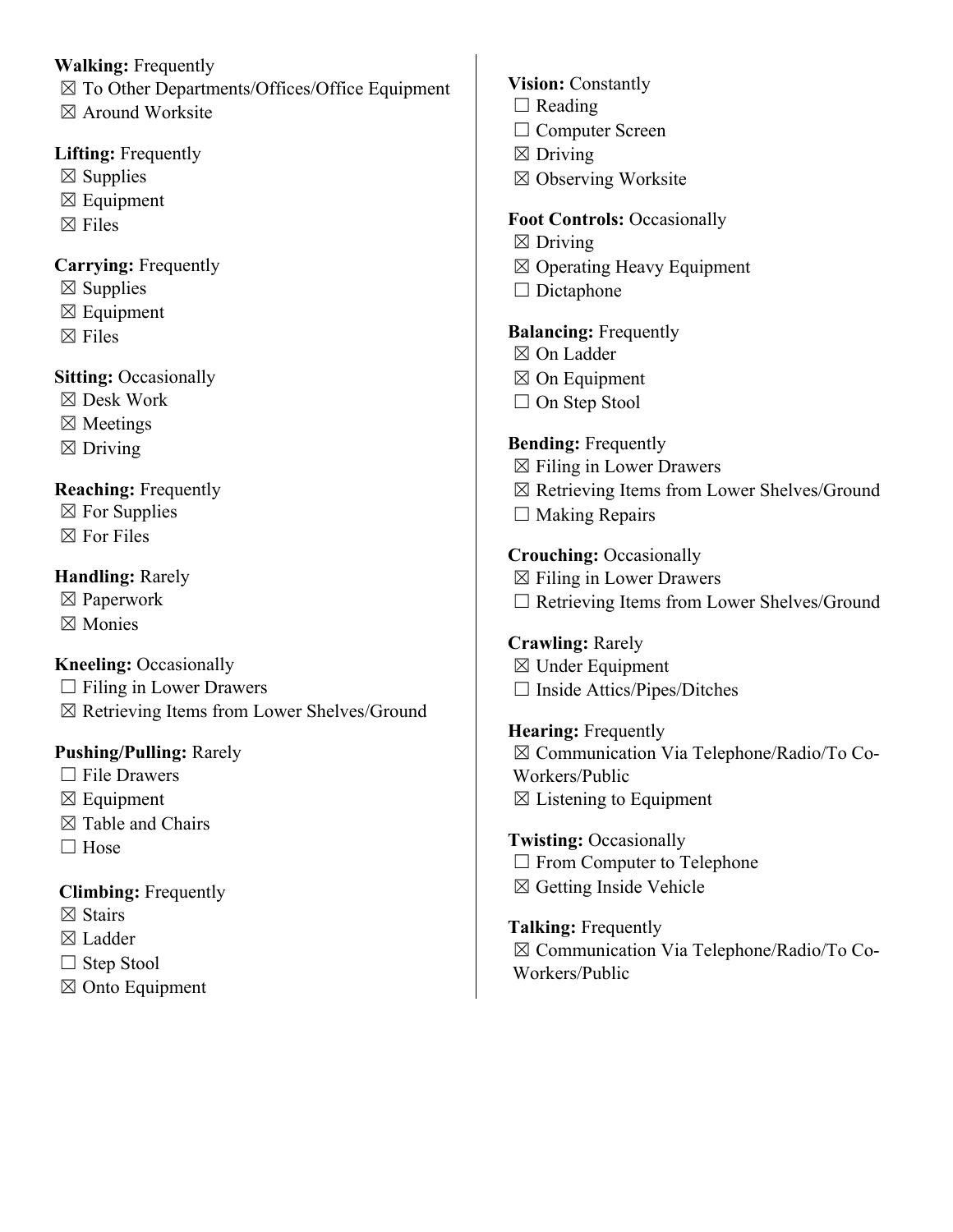**Walking:** Frequently
☒ To Other Departments/Offices/Office Equipment
☒ Around Worksite

**Lifting:** Frequently
☒ Supplies
☒ Equipment
☒ Files

**Carrying:** Frequently
☒ Supplies
☒ Equipment
☒ Files

**Sitting:** Occasionally
☒ Desk Work
☒ Meetings
☒ Driving

**Reaching:** Frequently
☒ For Supplies
☒ For Files

**Handling:** Rarely
☒ Paperwork
☒ Monies

**Kneeling:** Occasionally
☐ Filing in Lower Drawers
☒ Retrieving Items from Lower Shelves/Ground

**Pushing/Pulling:** Rarely
☐ File Drawers
☒ Equipment
☒ Table and Chairs
☐ Hose

**Climbing:** Frequently
☒ Stairs
☒ Ladder
☐ Step Stool
☒ Onto Equipment

**Vision:** Constantly
☐ Reading
☐ Computer Screen
☒ Driving
☒ Observing Worksite

**Foot Controls:** Occasionally
☒ Driving
☒ Operating Heavy Equipment
☐ Dictaphone

**Balancing:** Frequently
☒ On Ladder
☒ On Equipment
☐ On Step Stool

**Bending:** Frequently
☒ Filing in Lower Drawers
☒ Retrieving Items from Lower Shelves/Ground
☐ Making Repairs

**Crouching:** Occasionally
☒ Filing in Lower Drawers
☐ Retrieving Items from Lower Shelves/Ground

**Crawling:** Rarely
☒ Under Equipment
☐ Inside Attics/Pipes/Ditches

**Hearing:** Frequently
☒ Communication Via Telephone/Radio/To Co-Workers/Public
☒ Listening to Equipment

**Twisting:** Occasionally
☐ From Computer to Telephone
☒ Getting Inside Vehicle

**Talking:** Frequently
☒ Communication Via Telephone/Radio/To Co-Workers/Public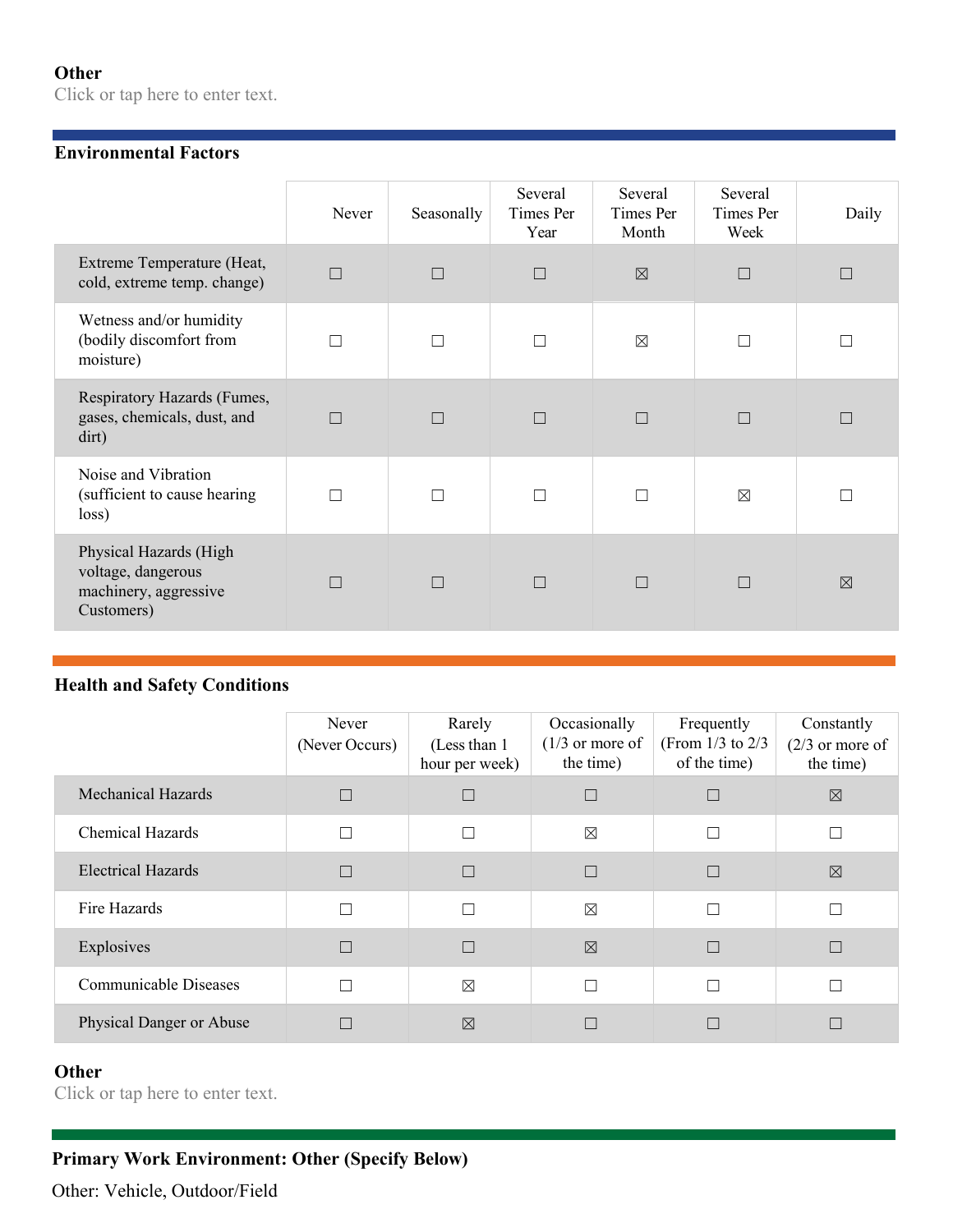**Other**

Click or tap here to enter text.

**Environmental Factors**

| | Never | Seasonally | Several Times Per Year | Several Times Per Month | Several Times Per Week | Daily |
|---|---|---|---|---|---|---|
| Extreme Temperature (Heat, cold, extreme temp. change) | ☐ | ☐ | ☐ | ☒ | ☐ | ☐ |
| Wetness and/or humidity (bodily discomfort from moisture) | ☐ | ☐ | ☐ | ☒ | ☐ | ☐ |
| Respiratory Hazards (Fumes, gases, chemicals, dust, and dirt) | ☐ | ☐ | ☐ | ☐ | ☐ | ☐ |
| Noise and Vibration (sufficient to cause hearing loss) | ☐ | ☐ | ☐ | ☐ | ☒ | ☐ |
| Physical Hazards (High voltage, dangerous machinery, aggressive Customers) | ☐ | ☐ | ☐ | ☐ | ☐ | ☒ |

**Health and Safety Conditions**

| | Never (Never Occurs) | Rarely (Less than 1 hour per week) | Occasionally (1/3 or more of the time) | Frequently (From 1/3 to 2/3 of the time) | Constantly (2/3 or more of the time) |
|---|---|---|---|---|---|
| Mechanical Hazards | ☐ | ☐ | ☐ | ☐ | ☒ |
| Chemical Hazards | ☐ | ☐ | ☒ | ☐ | ☐ |
| Electrical Hazards | ☐ | ☐ | ☐ | ☐ | ☒ |
| Fire Hazards | ☐ | ☐ | ☒ | ☐ | ☐ |
| Explosives | ☐ | ☐ | ☒ | ☐ | ☐ |
| Communicable Diseases | ☐ | ☒ | ☐ | ☐ | ☐ |
| Physical Danger or Abuse | ☐ | ☒ | ☐ | ☐ | ☐ |

**Other**

Click or tap here to enter text.

**Primary Work Environment: Other (Specify Below)**

Other: Vehicle, Outdoor/Field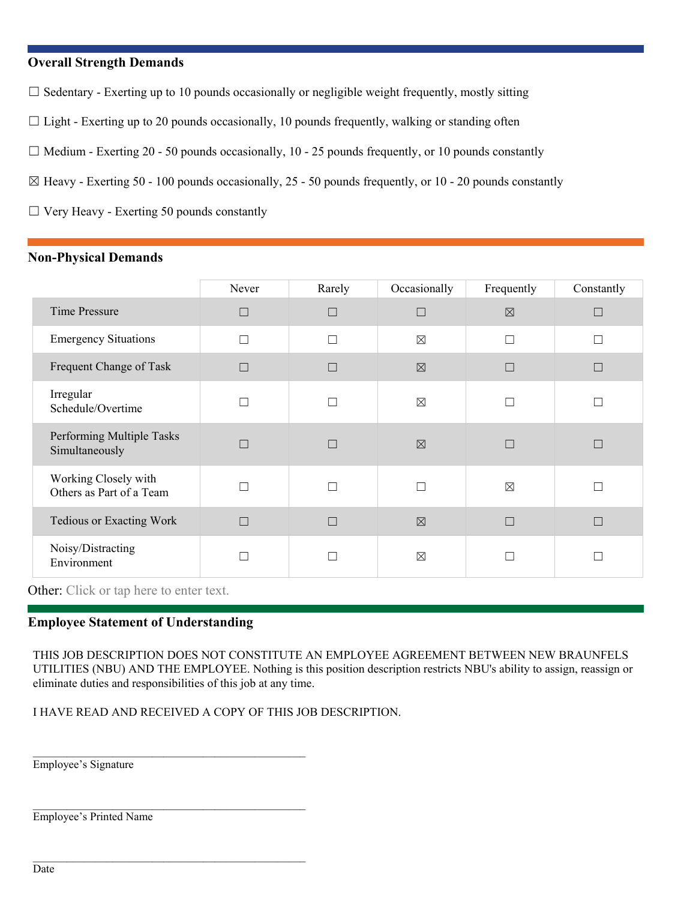## Overall Strength Demands

☐ Sedentary - Exerting up to 10 pounds occasionally or negligible weight frequently, mostly sitting

☐ Light - Exerting up to 20 pounds occasionally, 10 pounds frequently, walking or standing often

☐ Medium - Exerting 20 - 50 pounds occasionally, 10 - 25 pounds frequently, or 10 pounds constantly

☒ Heavy - Exerting 50 - 100 pounds occasionally, 25 - 50 pounds frequently, or 10 - 20 pounds constantly

☐ Very Heavy - Exerting 50 pounds constantly

## Non-Physical Demands

| | Never | Rarely | Occasionally | Frequently | Constantly |
|---|---|---|---|---|---|
| Time Pressure | ☐ | ☐ | ☐ | ☒ | ☐ |
| Emergency Situations | ☐ | ☐ | ☒ | ☐ | ☐ |
| Frequent Change of Task | ☐ | ☐ | ☒ | ☐ | ☐ |
| Irregular Schedule/Overtime | ☐ | ☐ | ☒ | ☐ | ☐ |
| Performing Multiple Tasks Simultaneously | ☐ | ☐ | ☒ | ☐ | ☐ |
| Working Closely with Others as Part of a Team | ☐ | ☐ | ☐ | ☒ | ☐ |
| Tedious or Exacting Work | ☐ | ☐ | ☒ | ☐ | ☐ |
| Noisy/Distracting Environment | ☐ | ☐ | ☒ | ☐ | ☐ |

Other: Click or tap here to enter text.

## Employee Statement of Understanding

THIS JOB DESCRIPTION DOES NOT CONSTITUTE AN EMPLOYEE AGREEMENT BETWEEN NEW BRAUNFELS UTILITIES (NBU) AND THE EMPLOYEE. Nothing is this position description restricts NBU's ability to assign, reassign or eliminate duties and responsibilities of this job at any time.

I HAVE READ AND RECEIVED A COPY OF THIS JOB DESCRIPTION.

\_\_\_\_\_\_\_\_\_\_\_\_\_\_\_\_\_\_\_\_\_\_\_\_\_\_\_\_\_\_\_\_\_\_\_\_\_\_\_\_\_\_\_\_\_\_

Employee's Signature

\_\_\_\_\_\_\_\_\_\_\_\_\_\_\_\_\_\_\_\_\_\_\_\_\_\_\_\_\_\_\_\_\_\_\_\_\_\_\_\_\_\_\_\_\_\_

Employee's Printed Name

\_\_\_\_\_\_\_\_\_\_\_\_\_\_\_\_\_\_\_\_\_\_\_\_\_\_\_\_\_\_\_\_\_\_\_\_\_\_\_\_\_\_\_\_\_\_

Date